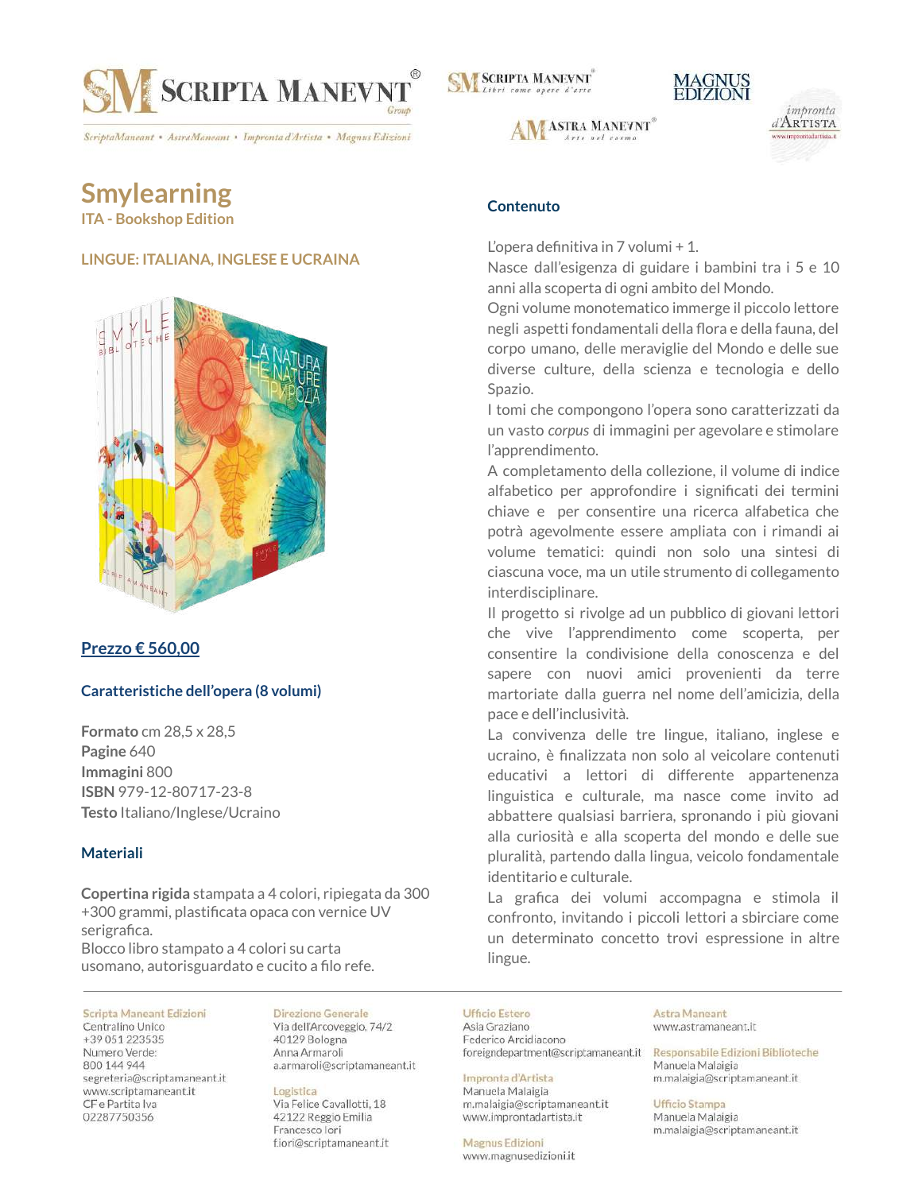# Smylearning

**ITA - Bookshop Edition**

**LINGUE: ITALIANA, INGLESE E UCRAINA**

**Prezzo € 560,00**

### Caratteristiche dell'opera (8 volumi)

**Formato** cm 28,5 x 28,5
**Pagine** 640
**Immagini** 800
**ISBN** 979-12-80717-23-8
**Testo** Italiano/Inglese/Ucraino

### Materiali

**Copertina rigida** stampata a 4 colori, ripiegata da 300 +300 grammi, plastificata opaca con vernice UV serigrafica.
Blocco libro stampato a 4 colori su carta usomano, autorisguardato e cucito a filo refe.

### Contenuto

L'opera definitiva in 7 volumi + 1.
Nasce dall'esigenza di guidare i bambini tra i 5 e 10 anni alla scoperta di ogni ambito del Mondo.
Ogni volume monotematico immerge il piccolo lettore negli aspetti fondamentali della flora e della fauna, del corpo umano, delle meraviglie del Mondo e delle sue diverse culture, della scienza e tecnologia e dello Spazio.
I tomi che compongono l'opera sono caratterizzati da un vasto *corpus* di immagini per agevolare e stimolare l'apprendimento.
A completamento della collezione, il volume di indice alfabetico per approfondire i significati dei termini chiave e per consentire una ricerca alfabetica che potrà agevolmente essere ampliata con i rimandi ai volume tematici: quindi non solo una sintesi di ciascuna voce, ma un utile strumento di collegamento interdisciplinare.
Il progetto si rivolge ad un pubblico di giovani lettori che vive l'apprendimento come scoperta, per consentire la condivisione della conoscenza e del sapere con nuovi amici provenienti da terre martoriate dalla guerra nel nome dell'amicizia, della pace e dell'inclusività.
La convivenza delle tre lingue, italiano, inglese e ucraino, è finalizzata non solo al veicolare contenuti educativi a lettori di differente appartenenza linguistica e culturale, ma nasce come invito ad abbattere qualsiasi barriera, spronando i più giovani alla curiosità e alla scoperta del mondo e delle sue pluralità, partendo dalla lingua, veicolo fondamentale identitario e culturale.
La grafica dei volumi accompagna e stimola il confronto, invitando i piccoli lettori a sbirciare come un determinato concetto trovi espressione in altre lingue.

---

**Scripta Maneant Edizioni**
Centralino Unico
+39 051 223535
Numero Verde:
800 144 944
segreteria@scriptamaneant.it
www.scriptamaneant.it
CF e Partita Iva
02287750356

**Direzione Generale**
Via dell'Arcoveggio, 74/2
40129 Bologna
Anna Armaroli
a.armaroli@scriptamaneant.it

**Logistica**
Via Felice Cavallotti, 18
42122 Reggio Emilia
Francesco Iori
f.iori@scriptamaneant.it

**Ufficio Estero**
Asia Graziano
Federico Arcidiacono
foreigndepartment@scriptamaneant.it

**Impronta d'Artista**
Manuela Malaigia
m.malaigia@scriptamaneant.it
www.improntadartista.it

**Magnus Edizioni**
www.magnusedizioni.it

**Astra Maneant**
www.astramaneant.it

**Responsabile Edizioni Biblioteche**
Manuela Malaigia
m.malaigia@scriptamaneant.it

**Ufficio Stampa**
Manuela Malaigia
m.malaigia@scriptamaneant.it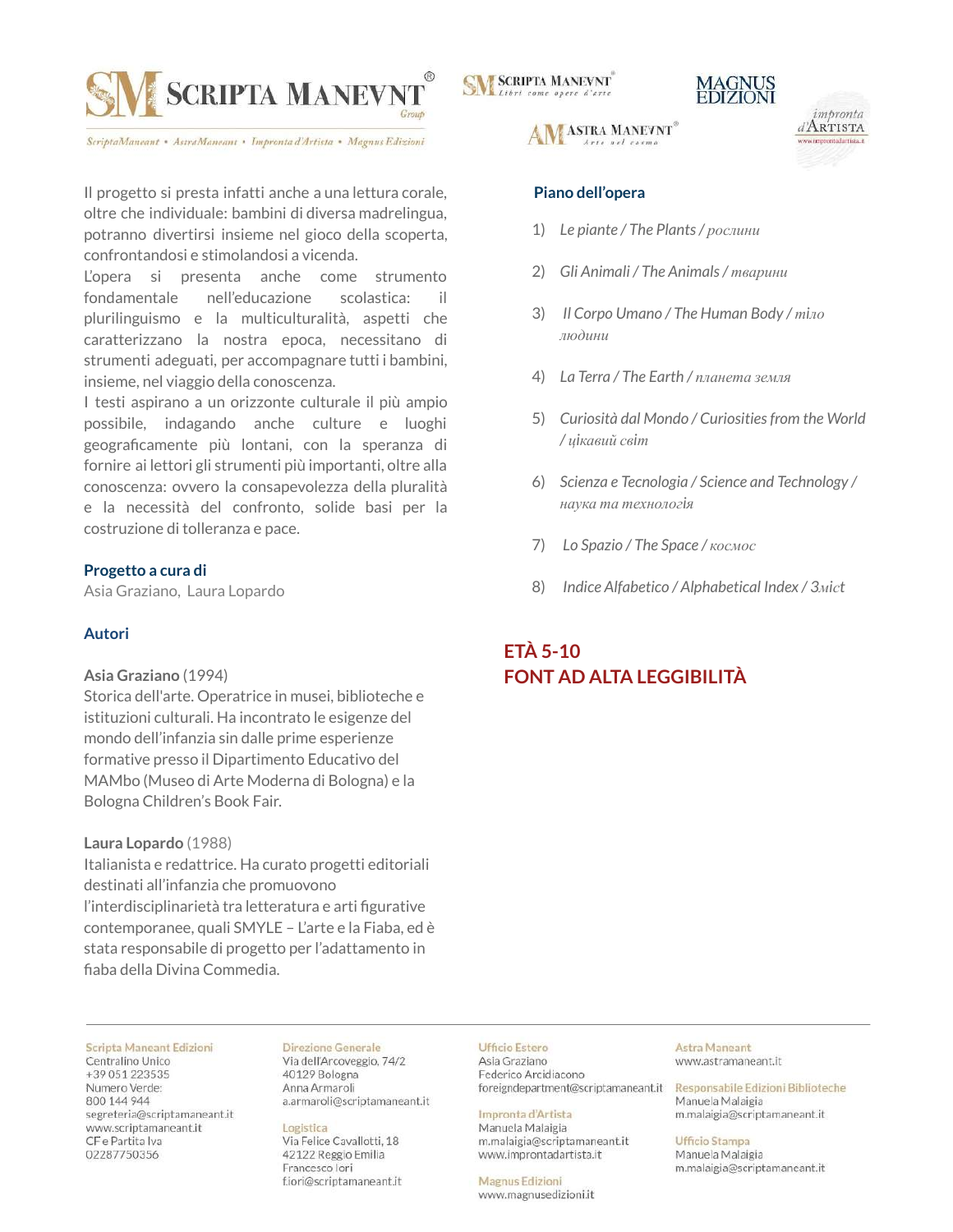Il progetto si presta infatti anche a una lettura corale, oltre che individuale: bambini di diversa madrelingua, potranno divertirsi insieme nel gioco della scoperta, confrontandosi e stimolandosi a vicenda.

L'opera si presenta anche come strumento fondamentale nell'educazione scolastica: il plurilinguismo e la multiculturalità, aspetti che caratterizzano la nostra epoca, necessitano di strumenti adeguati, per accompagnare tutti i bambini, insieme, nel viaggio della conoscenza.

I testi aspirano a un orizzonte culturale il più ampio possibile, indagando anche culture e luoghi geograficamente più lontani, con la speranza di fornire ai lettori gli strumenti più importanti, oltre alla conoscenza: ovvero la consapevolezza della pluralità e la necessità del confronto, solide basi per la costruzione di tolleranza e pace.

**Progetto a cura di**

Asia Graziano, Laura Lopardo

**Autori**

**Asia Graziano** (1994)
Storica dell'arte. Operatrice in musei, biblioteche e istituzioni culturali. Ha incontrato le esigenze del mondo dell'infanzia sin dalle prime esperienze formative presso il Dipartimento Educativo del MAMbo (Museo di Arte Moderna di Bologna) e la Bologna Children's Book Fair.

**Laura Lopardo** (1988)
Italianista e redattrice. Ha curato progetti editoriali destinati all'infanzia che promuovono l'interdisciplinarietà tra letteratura e arti figurative contemporanee, quali SMYLE – L'arte e la Fiaba, ed è stata responsabile di progetto per l'adattamento in fiaba della Divina Commedia.

**Piano dell'opera**

1) *Le piante / The Plants / рослини*
2) *Gli Animali / The Animals / тварини*
3) *Il Corpo Umano / The Human Body / тіло людини*
4) *La Terra / The Earth / планета земля*
5) *Curiosità dal Mondo / Curiosities from the World / цікавий світ*
6) *Scienza e Tecnologia / Science and Technology / наука та технологія*
7) *Lo Spazio / The Space / космос*
8) *Indice Alfabetico / Alphabetical Index / Зміст*

**ETÀ 5-10**
**FONT AD ALTA LEGGIBILITÀ**

Scripta Maneant Edizioni
Centralino Unico
+39 051 223535
Numero Verde:
800 144 944
segreteria@scriptamaneant.it
www.scriptamaneant.it
CF e Partita Iva
02287750356

Direzione Generale
Via dell'Arcoveggio, 74/2
40129 Bologna
Anna Armaroli
a.armaroli@scriptamaneant.it

Logistica
Via Felice Cavallotti, 18
42122 Reggio Emilia
Francesco Iori
f.iori@scriptamaneant.it

Ufficio Estero
Asia Graziano
Federico Arcidiacono
foreigndepartment@scriptamaneant.it

Impronta d'Artista
Manuela Malaigia
m.malaigia@scriptamaneant.it
www.improntadartista.it

Magnus Edizioni
www.magnusedizioni.it

Astra Maneant
www.astramaneant.it

Responsabile Edizioni Biblioteche
Manuela Malaigia
m.malaigia@scriptamaneant.it

Ufficio Stampa
Manuela Malaigia
m.malaigia@scriptamaneant.it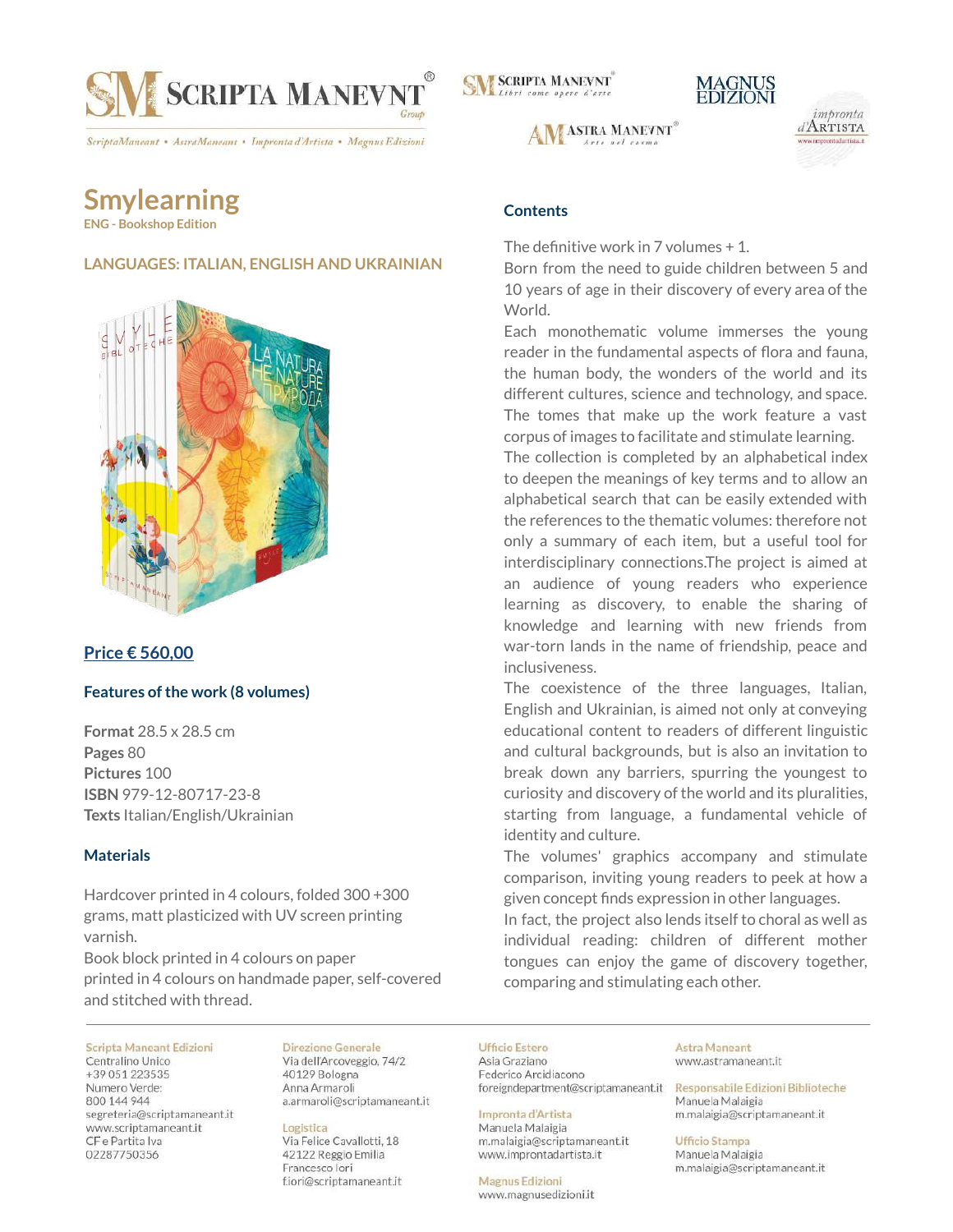# Smylearning

**ENG - Bookshop Edition**

**LANGUAGES: ITALIAN, ENGLISH AND UKRAINIAN**

**Price € 560,00**

### Features of the work (8 volumes)

**Format** 28.5 x 28.5 cm
**Pages** 80
**Pictures** 100
**ISBN** 979-12-80717-23-8
**Texts** Italian/English/Ukrainian

### Materials

Hardcover printed in 4 colours, folded 300 +300 grams, matt plasticized with UV screen printing varnish.
Book block printed in 4 colours on paper printed in 4 colours on handmade paper, self-covered and stitched with thread.

### Contents

The definitive work in 7 volumes + 1.
Born from the need to guide children between 5 and 10 years of age in their discovery of every area of the World.
Each monothematic volume immerses the young reader in the fundamental aspects of flora and fauna, the human body, the wonders of the world and its different cultures, science and technology, and space.
The tomes that make up the work feature a vast corpus of images to facilitate and stimulate learning.
The collection is completed by an alphabetical index to deepen the meanings of key terms and to allow an alphabetical search that can be easily extended with the references to the thematic volumes: therefore not only a summary of each item, but a useful tool for interdisciplinary connections.The project is aimed at an audience of young readers who experience learning as discovery, to enable the sharing of knowledge and learning with new friends from war-torn lands in the name of friendship, peace and inclusiveness.
The coexistence of the three languages, Italian, English and Ukrainian, is aimed not only at conveying educational content to readers of different linguistic and cultural backgrounds, but is also an invitation to break down any barriers, spurring the youngest to curiosity and discovery of the world and its pluralities, starting from language, a fundamental vehicle of identity and culture.
The volumes' graphics accompany and stimulate comparison, inviting young readers to peek at how a given concept finds expression in other languages.
In fact, the project also lends itself to choral as well as individual reading: children of different mother tongues can enjoy the game of discovery together, comparing and stimulating each other.

---

**Scripta Maneant Edizioni**
Centralino Unico
+39 051 223535
Numero Verde:
800 144 944
segreteria@scriptamaneant.it
www.scriptamaneant.it
CF e Partita Iva
02287750356

**Direzione Generale**
Via dell'Arcoveggio, 74/2
40129 Bologna
Anna Armaroli
a.armaroli@scriptamaneant.it

**Logistica**
Via Felice Cavallotti, 18
42122 Reggio Emilia
Francesco Iori
f.iori@scriptamaneant.it

**Ufficio Estero**
Asia Graziano
Federico Arcidiacono
foreigndepartment@scriptamaneant.it

**Impronta d'Artista**
Manuela Malaigia
m.malaigia@scriptamaneant.it
www.improntadartista.it

**Magnus Edizioni**
www.magnusedizioni.it

**Astra Maneant**
www.astramaneant.it

**Responsabile Edizioni Biblioteche**
Manuela Malaigia
m.malaigia@scriptamaneant.it

**Ufficio Stampa**
Manuela Malaigia
m.malaigia@scriptamaneant.it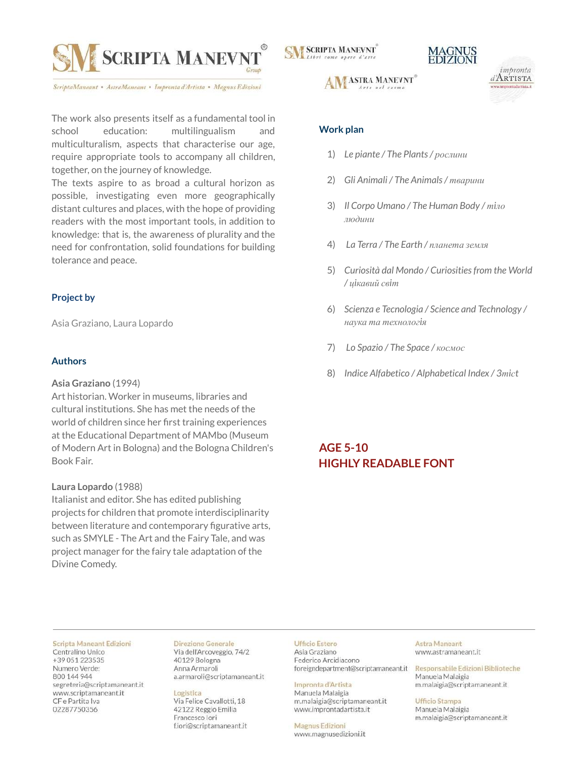The work also presents itself as a fundamental tool in school education: multilingualism and multiculturalism, aspects that characterise our age, require appropriate tools to accompany all children, together, on the journey of knowledge.
The texts aspire to as broad a cultural horizon as possible, investigating even more geographically distant cultures and places, with the hope of providing readers with the most important tools, in addition to knowledge: that is, the awareness of plurality and the need for confrontation, solid foundations for building tolerance and peace.

### Project by

Asia Graziano, Laura Lopardo

### Authors

**Asia Graziano** (1994)
Art historian. Worker in museums, libraries and cultural institutions. She has met the needs of the world of children since her first training experiences at the Educational Department of MAMbo (Museum of Modern Art in Bologna) and the Bologna Children's Book Fair.

**Laura Lopardo** (1988)
Italianist and editor. She has edited publishing projects for children that promote interdisciplinarity between literature and contemporary figurative arts, such as SMYLE - The Art and the Fairy Tale, and was project manager for the fairy tale adaptation of the Divine Comedy.

### Work plan

1) *Le piante / The Plants / рослини*
2) *Gli Animali / The Animals / тварини*
3) *Il Corpo Umano / The Human Body / тіло людини*
4) *La Terra / The Earth / планета земля*
5) *Curiosità dal Mondo / Curiosities from the World / цікавий світ*
6) *Scienza e Tecnologia / Science and Technology / наука та технологія*
7) *Lo Spazio / The Space / космос*
8) *Indice Alfabetico / Alphabetical Index / Зміст*

**AGE 5-10**
**HIGHLY READABLE FONT**

---

**Scripta Maneant Edizioni**
Centralino Unico
+39 051 223535
Numero Verde:
800 144 944
segreteria@scriptamaneant.it
www.scriptamaneant.it
CF e Partita Iva
02287750356

**Direzione Generale**
Via dell'Arcoveggio, 74/2
40129 Bologna
Anna Armaroli
a.armaroli@scriptamaneant.it

**Logistica**
Via Felice Cavallotti, 18
42122 Reggio Emilia
Francesco Iori
f.iori@scriptamaneant.it

**Ufficio Estero**
Asia Graziano
Federico Arcidiacono
foreigndepartment@scriptamaneant.it

**Impronta d'Artista**
Manuela Malaigia
m.malaigia@scriptamaneant.it
www.improntadartista.it

**Magnus Edizioni**
www.magnusedizioni.it

**Astra Maneant**
www.astramaneant.it

**Responsabile Edizioni Biblioteche**
Manuela Malaigia
m.malaigia@scriptamaneant.it

**Ufficio Stampa**
Manuela Malaigia
m.malaigia@scriptamaneant.it